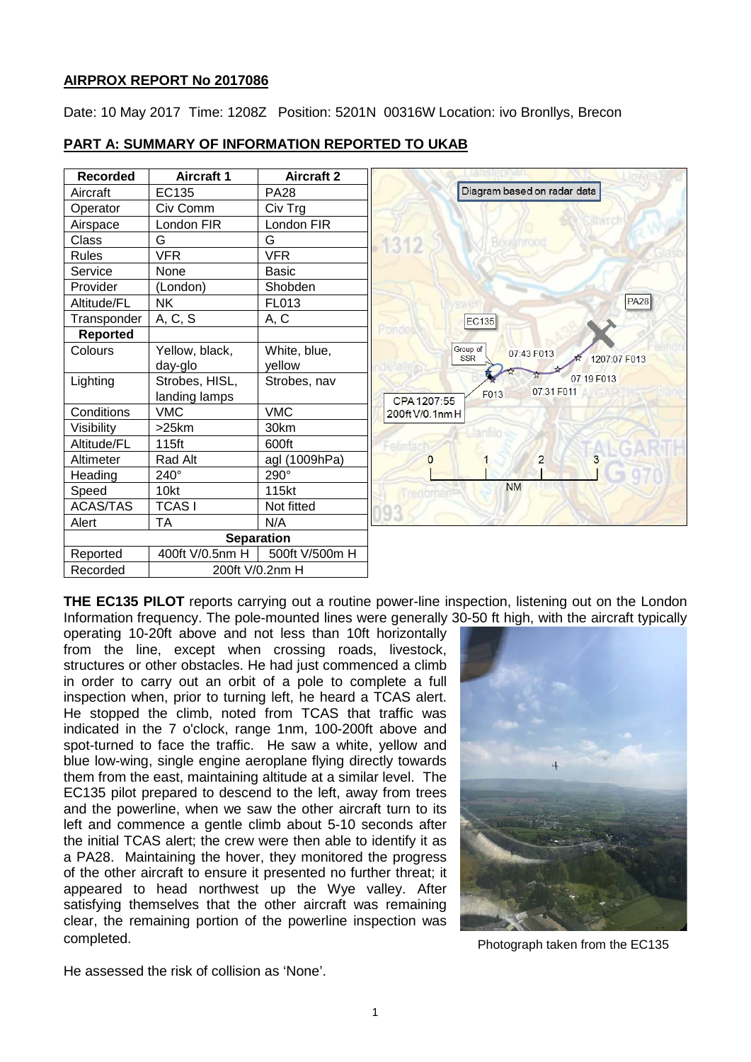**AIRPROX REPORT No 2017086**

Date: 10 May 2017 Time: 1208Z Position: 5201N 00316W Location: ivo Bronllys, Brecon

**PART A: SUMMARY OF INFORMATION REPORTED TO UKAB**

| Recorded | Aircraft 1 | Aircraft 2 |
|---|---|---|
| Aircraft | EC135 | PA28 |
| Operator | Civ Comm | Civ Trg |
| Airspace | London FIR | London FIR |
| Class | G | G |
| Rules | VFR | VFR |
| Service | None | Basic |
| Provider | (London) | Shobden |
| Altitude/FL | NK | FL013 |
| Transponder | A, C, S | A, C |
| **Reported** | | |
| Colours | Yellow, black, day-glo | White, blue, yellow |
| Lighting | Strobes, HISL, landing lamps | Strobes, nav |
| Conditions | VMC | VMC |
| Visibility | >25km | 30km |
| Altitude/FL | 115ft | 600ft |
| Altimeter | Rad Alt | agl (1009hPa) |
| Heading | 240° | 290° |
| Speed | 10kt | 115kt |
| ACAS/TAS | TCAS I | Not fitted |
| Alert | TA | N/A |
| **Separation** | | |
| Reported | 400ft V/0.5nm H | 500ft V/500m H |
| Recorded | 200ft V/0.2nm H | |

Diagram based on radar data

CPA 1207:55
200ft V/0.1nm H

**THE EC135 PILOT** reports carrying out a routine power-line inspection, listening out on the London Information frequency. The pole-mounted lines were generally 30-50 ft high, with the aircraft typically operating 10-20ft above and not less than 10ft horizontally from the line, except when crossing roads, livestock, structures or other obstacles. He had just commenced a climb in order to carry out an orbit of a pole to complete a full inspection when, prior to turning left, he heard a TCAS alert. He stopped the climb, noted from TCAS that traffic was indicated in the 7 o'clock, range 1nm, 100-200ft above and spot-turned to face the traffic. He saw a white, yellow and blue low-wing, single engine aeroplane flying directly towards them from the east, maintaining altitude at a similar level. The EC135 pilot prepared to descend to the left, away from trees and the powerline, when we saw the other aircraft turn to its left and commence a gentle climb about 5-10 seconds after the initial TCAS alert; the crew were then able to identify it as a PA28. Maintaining the hover, they monitored the progress of the other aircraft to ensure it presented no further threat; it appeared to head northwest up the Wye valley. After satisfying themselves that the other aircraft was remaining clear, the remaining portion of the powerline inspection was completed.

Photograph taken from the EC135

He assessed the risk of collision as 'None'.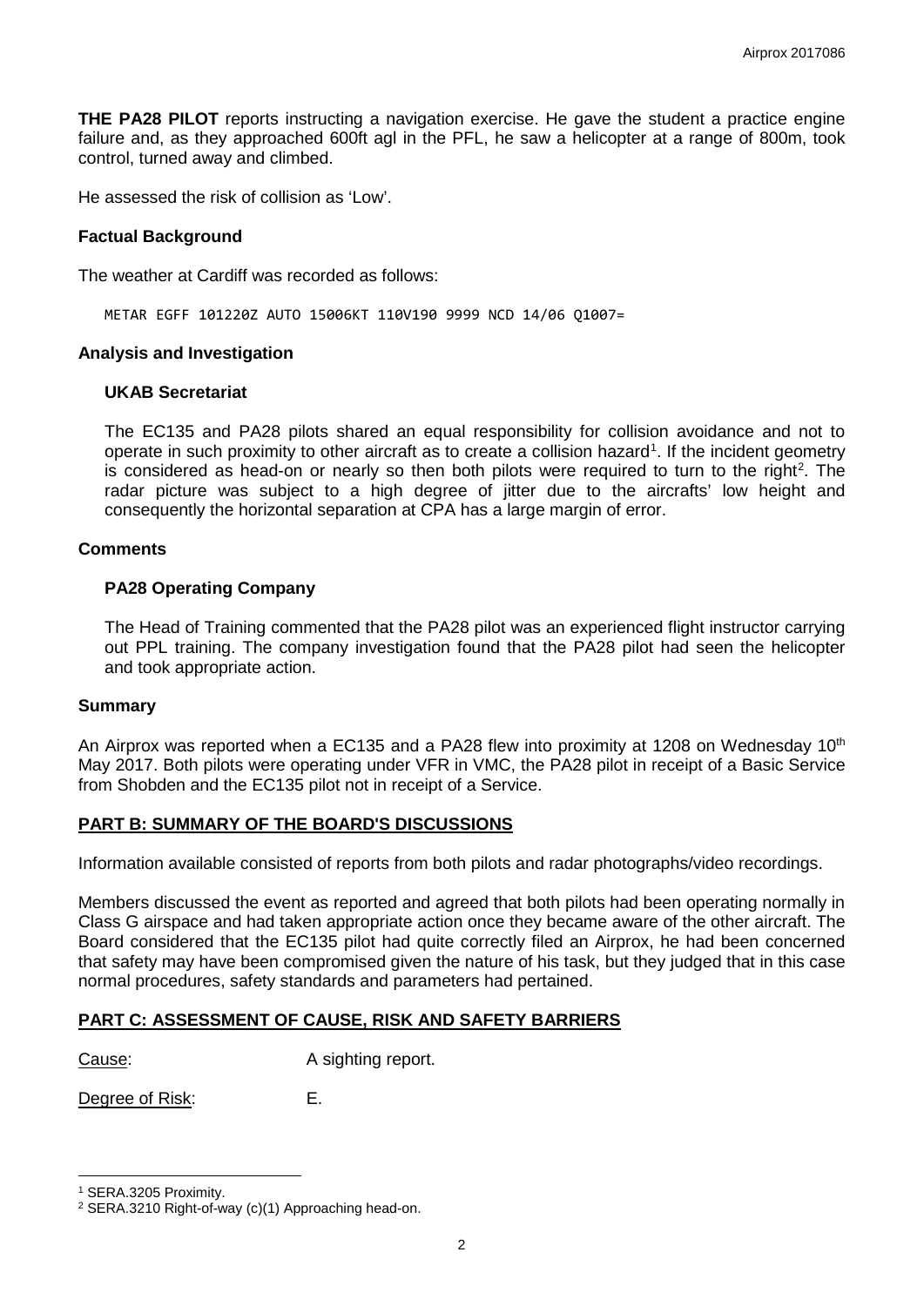**THE PA28 PILOT** reports instructing a navigation exercise. He gave the student a practice engine failure and, as they approached 600ft agl in the PFL, he saw a helicopter at a range of 800m, took control, turned away and climbed.

He assessed the risk of collision as 'Low'.

### Factual Background

The weather at Cardiff was recorded as follows:

```
METAR EGFF 101220Z AUTO 15006KT 110V190 9999 NCD 14/06 Q1007=
```

### Analysis and Investigation

#### UKAB Secretariat

The EC135 and PA28 pilots shared an equal responsibility for collision avoidance and not to operate in such proximity to other aircraft as to create a collision hazard[1]. If the incident geometry is considered as head-on or nearly so then both pilots were required to turn to the right[2]. The radar picture was subject to a high degree of jitter due to the aircrafts' low height and consequently the horizontal separation at CPA has a large margin of error.

### Comments

#### PA28 Operating Company

The Head of Training commented that the PA28 pilot was an experienced flight instructor carrying out PPL training. The company investigation found that the PA28 pilot had seen the helicopter and took appropriate action.

### Summary

An Airprox was reported when a EC135 and a PA28 flew into proximity at 1208 on Wednesday 10th May 2017. Both pilots were operating under VFR in VMC, the PA28 pilot in receipt of a Basic Service from Shobden and the EC135 pilot not in receipt of a Service.

## PART B: SUMMARY OF THE BOARD'S DISCUSSIONS

Information available consisted of reports from both pilots and radar photographs/video recordings.

Members discussed the event as reported and agreed that both pilots had been operating normally in Class G airspace and had taken appropriate action once they became aware of the other aircraft. The Board considered that the EC135 pilot had quite correctly filed an Airprox, he had been concerned that safety may have been compromised given the nature of his task, but they judged that in this case normal procedures, safety standards and parameters had pertained.

## PART C: ASSESSMENT OF CAUSE, RISK AND SAFETY BARRIERS

Cause: A sighting report.

Degree of Risk: E.

---

[1] SERA.3205 Proximity.

[2] SERA.3210 Right-of-way (c)(1) Approaching head-on.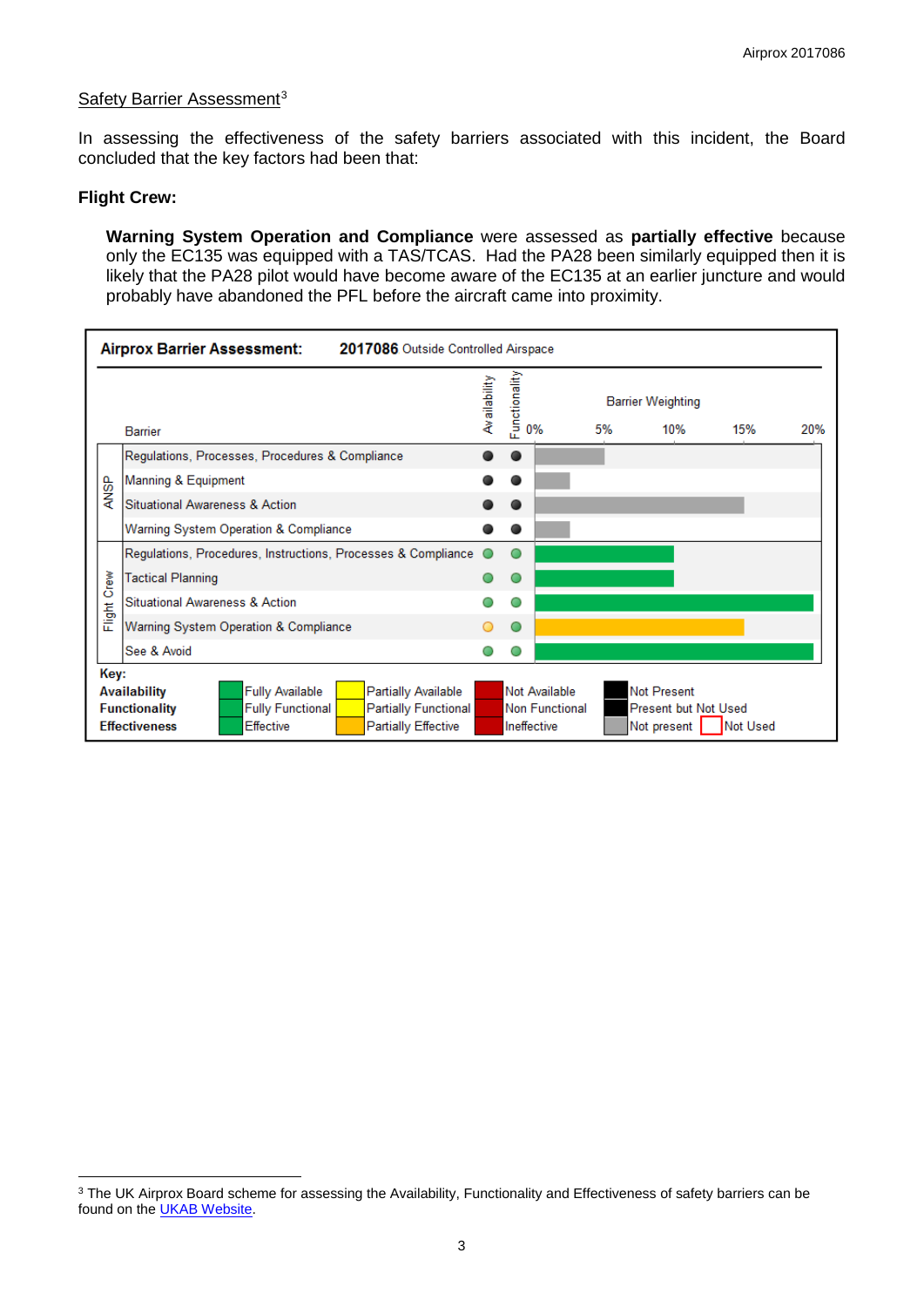Safety Barrier Assessment[3]

In assessing the effectiveness of the safety barriers associated with this incident, the Board concluded that the key factors had been that:

**Flight Crew:**

**Warning System Operation and Compliance** were assessed as **partially effective** because only the EC135 was equipped with a TAS/TCAS. Had the PA28 been similarly equipped then it is likely that the PA28 pilot would have become aware of the EC135 at an earlier juncture and would probably have abandoned the PFL before the aircraft came into proximity.

**Airprox Barrier Assessment:** **2017086** Outside Controlled Airspace

Barrier
Availability
Functionality
Barrier Weighting
0%
5%
10%
15%
20%

ANSP
Regulations, Processes, Procedures & Compliance
Manning & Equipment
Situational Awareness & Action
Warning System Operation & Compliance

Flight Crew
Regulations, Procedures, Instructions, Processes & Compliance
Tactical Planning
Situational Awareness & Action
Warning System Operation & Compliance
See & Avoid

**Key:**
**Availability** Fully Available | Partially Available | Not Available | Not Present
**Functionality** Fully Functional | Partially Functional | Non Functional | Present but Not Used
**Effectiveness** Effective | Partially Effective | Ineffective | Not present | Not Used

---

[3] The UK Airprox Board scheme for assessing the Availability, Functionality and Effectiveness of safety barriers can be found on the UKAB Website.